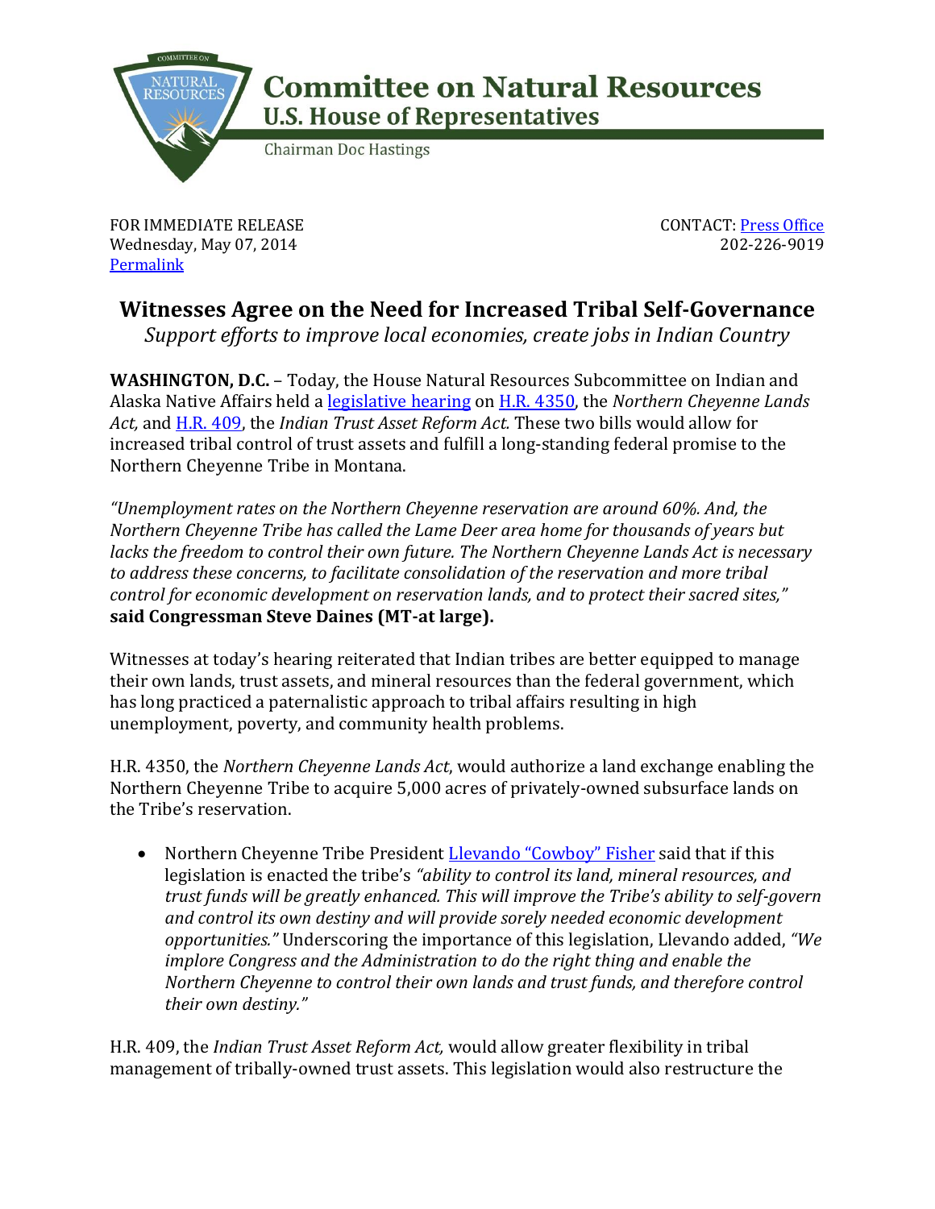# Committee on Natural Resources

## U.S. House of Representatives

Chairman Doc Hastings

FOR IMMEDIATE RELEASE
Wednesday, May 07, 2014
Permalink

CONTACT: Press Office
202-226-9019

## Witnesses Agree on the Need for Increased Tribal Self-Governance

*Support efforts to improve local economies, create jobs in Indian Country*

**WASHINGTON, D.C.** – Today, the House Natural Resources Subcommittee on Indian and Alaska Native Affairs held a legislative hearing on H.R. 4350, the *Northern Cheyenne Lands Act,* and H.R. 409, the *Indian Trust Asset Reform Act.* These two bills would allow for increased tribal control of trust assets and fulfill a long-standing federal promise to the Northern Cheyenne Tribe in Montana.

*"Unemployment rates on the Northern Cheyenne reservation are around 60%. And, the Northern Cheyenne Tribe has called the Lame Deer area home for thousands of years but lacks the freedom to control their own future. The Northern Cheyenne Lands Act is necessary to address these concerns, to facilitate consolidation of the reservation and more tribal control for economic development on reservation lands, and to protect their sacred sites,"* **said Congressman Steve Daines (MT-at large).**

Witnesses at today's hearing reiterated that Indian tribes are better equipped to manage their own lands, trust assets, and mineral resources than the federal government, which has long practiced a paternalistic approach to tribal affairs resulting in high unemployment, poverty, and community health problems.

H.R. 4350, the *Northern Cheyenne Lands Act*, would authorize a land exchange enabling the Northern Cheyenne Tribe to acquire 5,000 acres of privately-owned subsurface lands on the Tribe's reservation.

- Northern Cheyenne Tribe President Llevando "Cowboy" Fisher said that if this legislation is enacted the tribe's *"ability to control its land, mineral resources, and trust funds will be greatly enhanced. This will improve the Tribe's ability to self-govern and control its own destiny and will provide sorely needed economic development opportunities."* Underscoring the importance of this legislation, Llevando added, *"We implore Congress and the Administration to do the right thing and enable the Northern Cheyenne to control their own lands and trust funds, and therefore control their own destiny."*

H.R. 409, the *Indian Trust Asset Reform Act,* would allow greater flexibility in tribal management of tribally-owned trust assets. This legislation would also restructure the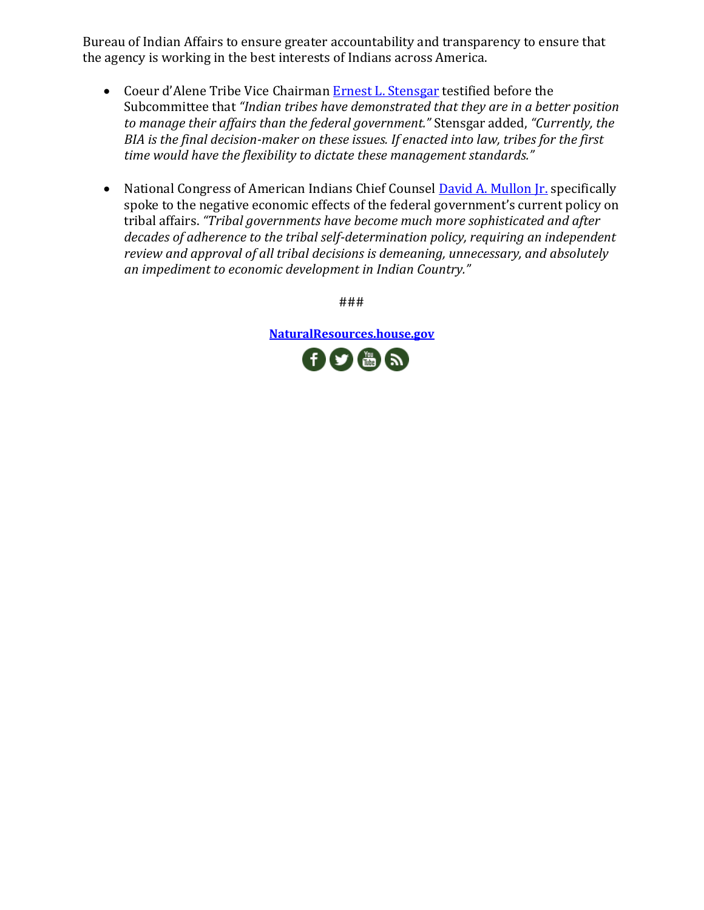Bureau of Indian Affairs to ensure greater accountability and transparency to ensure that the agency is working in the best interests of Indians across America.

- Coeur d'Alene Tribe Vice Chairman Ernest L. Stensgar testified before the Subcommittee that *"Indian tribes have demonstrated that they are in a better position to manage their affairs than the federal government."* Stensgar added, *"Currently, the BIA is the final decision-maker on these issues. If enacted into law, tribes for the first time would have the flexibility to dictate these management standards."*

- National Congress of American Indians Chief Counsel David A. Mullon Jr. specifically spoke to the negative economic effects of the federal government's current policy on tribal affairs. *"Tribal governments have become much more sophisticated and after decades of adherence to the tribal self-determination policy, requiring an independent review and approval of all tribal decisions is demeaning, unnecessary, and absolutely an impediment to economic development in Indian Country."*

###

**NaturalResources.house.gov**